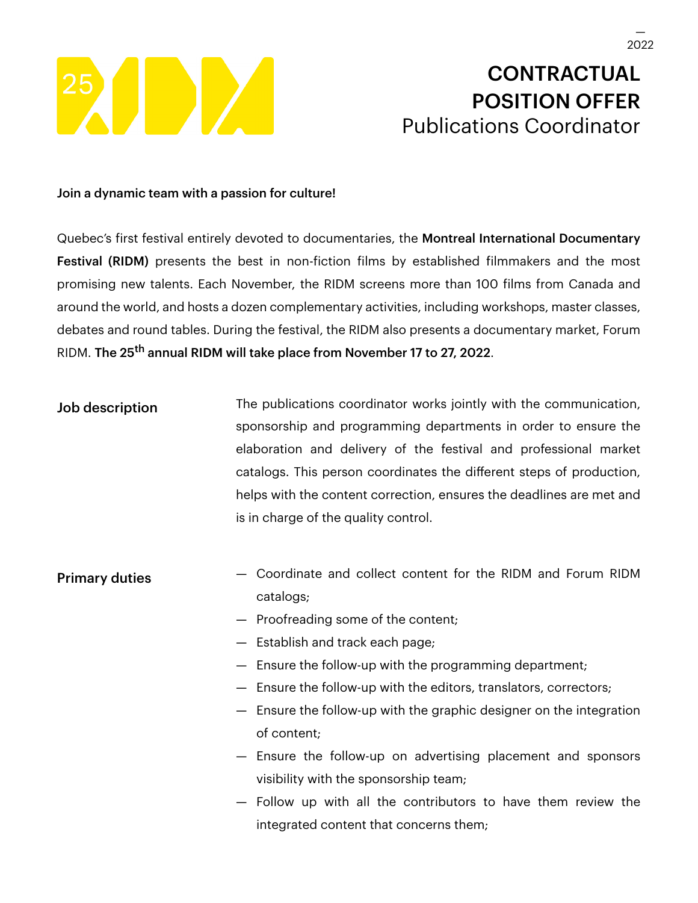25 RIDM

2022

# CONTRACTUAL POSITION OFFER
## Publications Coordinator

**Join a dynamic team with a passion for culture!**

Quebec's first festival entirely devoted to documentaries, the **Montreal International Documentary Festival (RIDM)** presents the best in non-fiction films by established filmmakers and the most promising new talents. Each November, the RIDM screens more than 100 films from Canada and around the world, and hosts a dozen complementary activities, including workshops, master classes, debates and round tables. During the festival, the RIDM also presents a documentary market, Forum RIDM. **The 25th annual RIDM will take place from November 17 to 27, 2022**.

### Job description

The publications coordinator works jointly with the communication, sponsorship and programming departments in order to ensure the elaboration and delivery of the festival and professional market catalogs. This person coordinates the different steps of production, helps with the content correction, ensures the deadlines are met and is in charge of the quality control.

### Primary duties

- Coordinate and collect content for the RIDM and Forum RIDM catalogs;
- Proofreading some of the content;
- Establish and track each page;
- Ensure the follow-up with the programming department;
- Ensure the follow-up with the editors, translators, correctors;
- Ensure the follow-up with the graphic designer on the integration of content;
- Ensure the follow-up on advertising placement and sponsors visibility with the sponsorship team;
- Follow up with all the contributors to have them review the integrated content that concerns them;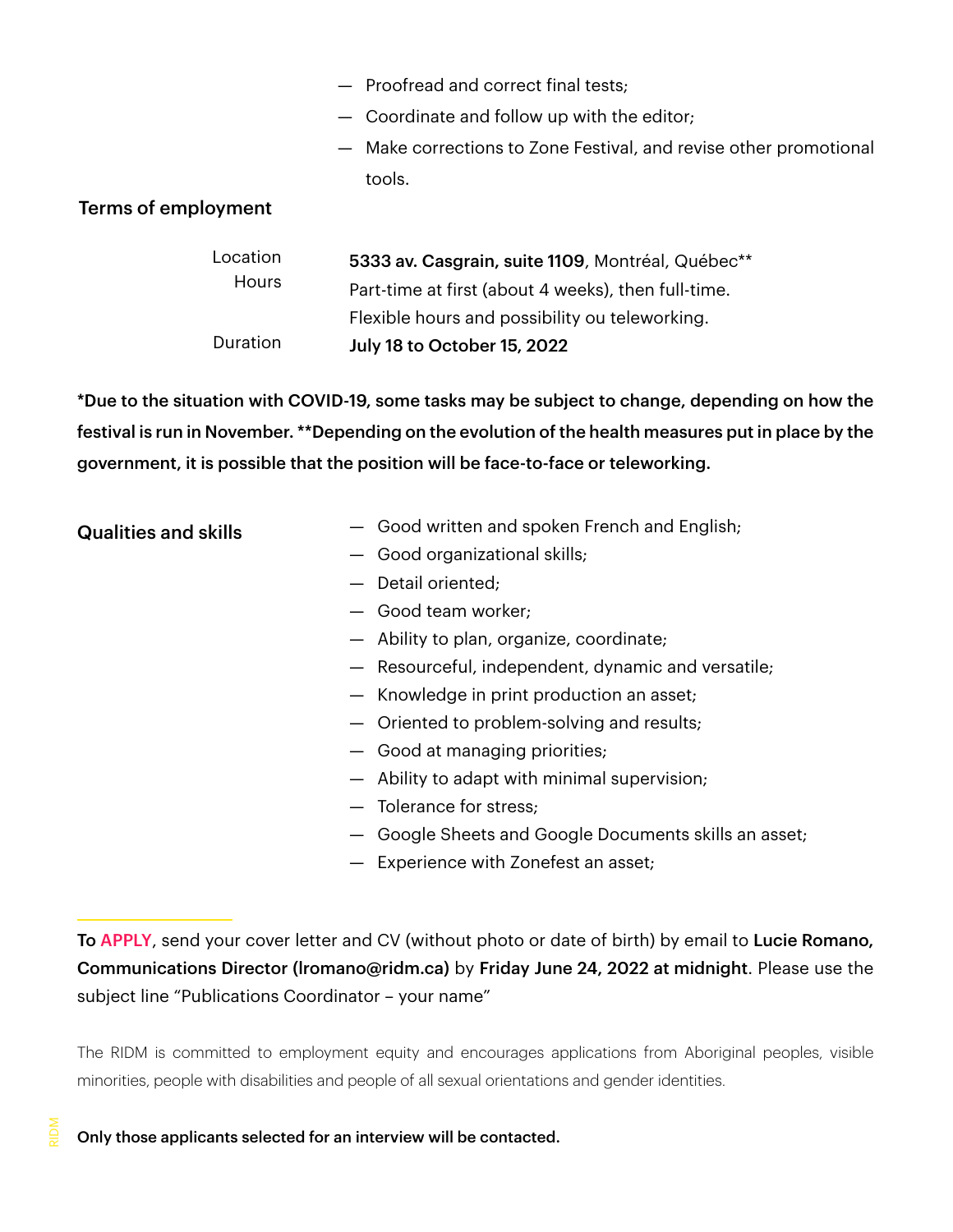- Proofread and correct final tests;
- Coordinate and follow up with the editor;
- Make corrections to Zone Festival, and revise other promotional tools.

## Terms of employment

| | |
|---|---|
| Location | **5333 av. Casgrain, suite 1109**, Montréal, Québec** |
| Hours | Part-time at first (about 4 weeks), then full-time. Flexible hours and possibility ou teleworking. |
| Duration | **July 18 to October 15, 2022** |

***Due to the situation with COVID-19, some tasks may be subject to change, depending on how the festival is run in November. **Depending on the evolution of the health measures put in place by the government, it is possible that the position will be face-to-face or teleworking.**

## Qualities and skills

- Good written and spoken French and English;
- Good organizational skills;
- Detail oriented;
- Good team worker;
- Ability to plan, organize, coordinate;
- Resourceful, independent, dynamic and versatile;
- Knowledge in print production an asset;
- Oriented to problem-solving and results;
- Good at managing priorities;
- Ability to adapt with minimal supervision;
- Tolerance for stress;
- Google Sheets and Google Documents skills an asset;
- Experience with Zonefest an asset;

**To APPLY**, send your cover letter and CV (without photo or date of birth) by email to **Lucie Romano, Communications Director (lromano@ridm.ca)** by **Friday June 24, 2022 at midnight**. Please use the subject line "Publications Coordinator – your name"

The RIDM is committed to employment equity and encourages applications from Aboriginal peoples, visible minorities, people with disabilities and people of all sexual orientations and gender identities.

**Only those applicants selected for an interview will be contacted.**